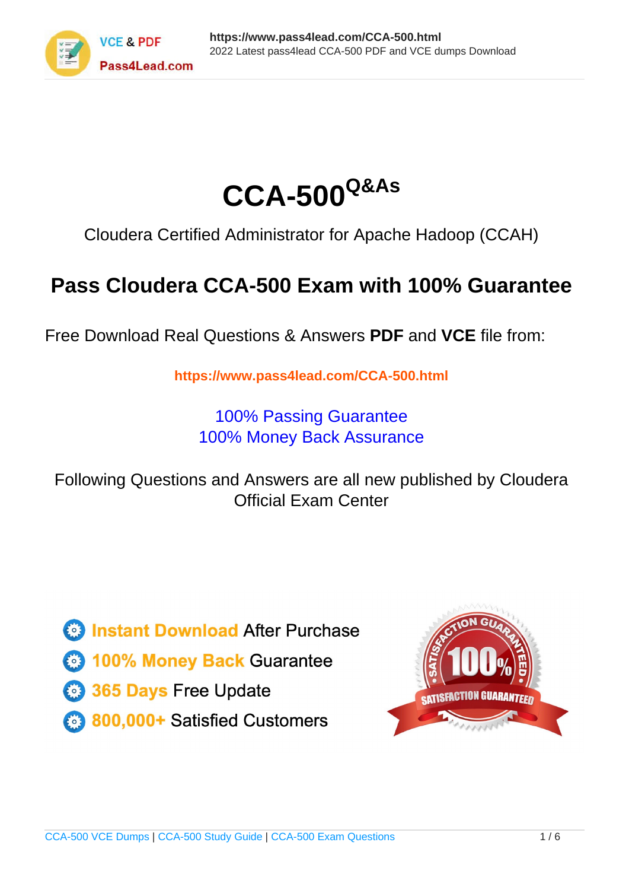# CCA-500 Q&As

Cloudera Certified Administrator for Apache Hadoop (CCAH)

## Pass Cloudera CCA-500 Exam with 100% Guarantee

Free Download Real Questions & Answers **PDF** and **VCE** file from:

https://www.pass4lead.com/CCA-500.html

100% Passing Guarantee
100% Money Back Assurance

Following Questions and Answers are all new published by Cloudera Official Exam Center

- Instant Download After Purchase
- 100% Money Back Guarantee
- 365 Days Free Update
- 800,000+ Satisfied Customers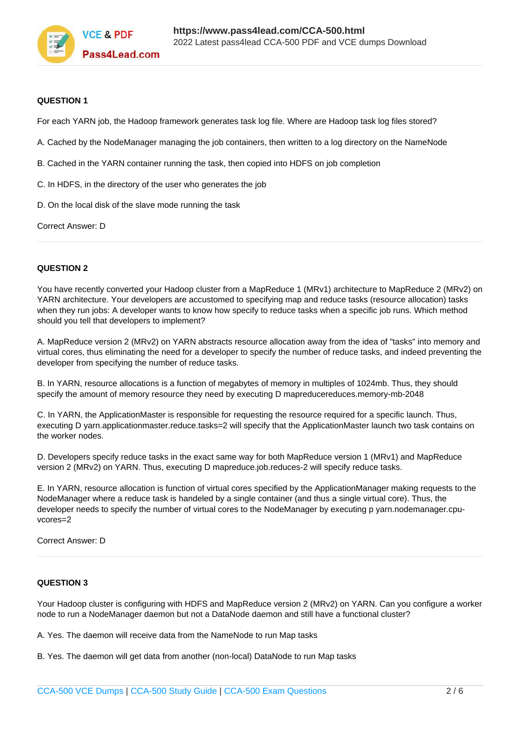**QUESTION 1**

For each YARN job, the Hadoop framework generates task log file. Where are Hadoop task log files stored?

A. Cached by the NodeManager managing the job containers, then written to a log directory on the NameNode

B. Cached in the YARN container running the task, then copied into HDFS on job completion

C. In HDFS, in the directory of the user who generates the job

D. On the local disk of the slave mode running the task

Correct Answer: D

---

**QUESTION 2**

You have recently converted your Hadoop cluster from a MapReduce 1 (MRv1) architecture to MapReduce 2 (MRv2) on YARN architecture. Your developers are accustomed to specifying map and reduce tasks (resource allocation) tasks when they run jobs: A developer wants to know how specify to reduce tasks when a specific job runs. Which method should you tell that developers to implement?

A. MapReduce version 2 (MRv2) on YARN abstracts resource allocation away from the idea of "tasks" into memory and virtual cores, thus eliminating the need for a developer to specify the number of reduce tasks, and indeed preventing the developer from specifying the number of reduce tasks.

B. In YARN, resource allocations is a function of megabytes of memory in multiples of 1024mb. Thus, they should specify the amount of memory resource they need by executing D mapreducereduces.memory-mb-2048

C. In YARN, the ApplicationMaster is responsible for requesting the resource required for a specific launch. Thus, executing D yarn.applicationmaster.reduce.tasks=2 will specify that the ApplicationMaster launch two task contains on the worker nodes.

D. Developers specify reduce tasks in the exact same way for both MapReduce version 1 (MRv1) and MapReduce version 2 (MRv2) on YARN. Thus, executing D mapreduce.job.reduces-2 will specify reduce tasks.

E. In YARN, resource allocation is function of virtual cores specified by the ApplicationManager making requests to the NodeManager where a reduce task is handeled by a single container (and thus a single virtual core). Thus, the developer needs to specify the number of virtual cores to the NodeManager by executing p yarn.nodemanager.cpu-vcores=2

Correct Answer: D

---

**QUESTION 3**

Your Hadoop cluster is configuring with HDFS and MapReduce version 2 (MRv2) on YARN. Can you configure a worker node to run a NodeManager daemon but not a DataNode daemon and still have a functional cluster?

A. Yes. The daemon will receive data from the NameNode to run Map tasks

B. Yes. The daemon will get data from another (non-local) DataNode to run Map tasks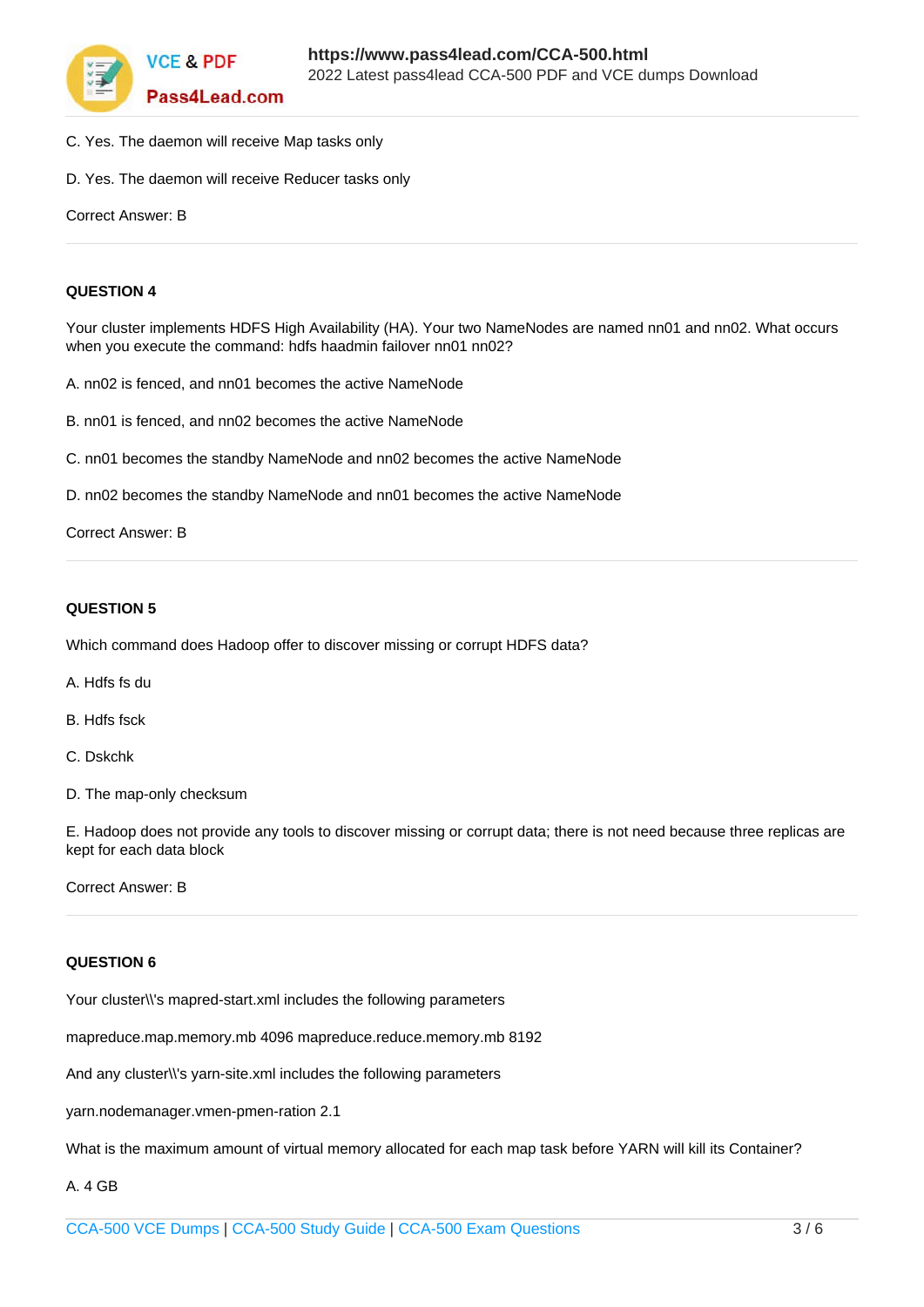C. Yes. The daemon will receive Map tasks only

D. Yes. The daemon will receive Reducer tasks only

Correct Answer: B

---

**QUESTION 4**

Your cluster implements HDFS High Availability (HA). Your two NameNodes are named nn01 and nn02. What occurs when you execute the command: hdfs haadmin failover nn01 nn02?

A. nn02 is fenced, and nn01 becomes the active NameNode

B. nn01 is fenced, and nn02 becomes the active NameNode

C. nn01 becomes the standby NameNode and nn02 becomes the active NameNode

D. nn02 becomes the standby NameNode and nn01 becomes the active NameNode

Correct Answer: B

---

**QUESTION 5**

Which command does Hadoop offer to discover missing or corrupt HDFS data?

A. Hdfs fs du

B. Hdfs fsck

C. Dskchk

D. The map-only checksum

E. Hadoop does not provide any tools to discover missing or corrupt data; there is not need because three replicas are kept for each data block

Correct Answer: B

---

**QUESTION 6**

Your cluster\\'s mapred-start.xml includes the following parameters

mapreduce.map.memory.mb 4096 mapreduce.reduce.memory.mb 8192

And any cluster\\'s yarn-site.xml includes the following parameters

yarn.nodemanager.vmen-pmen-ration 2.1

What is the maximum amount of virtual memory allocated for each map task before YARN will kill its Container?

A. 4 GB

CCA-500 VCE Dumps | CCA-500 Study Guide | CCA-500 Exam Questions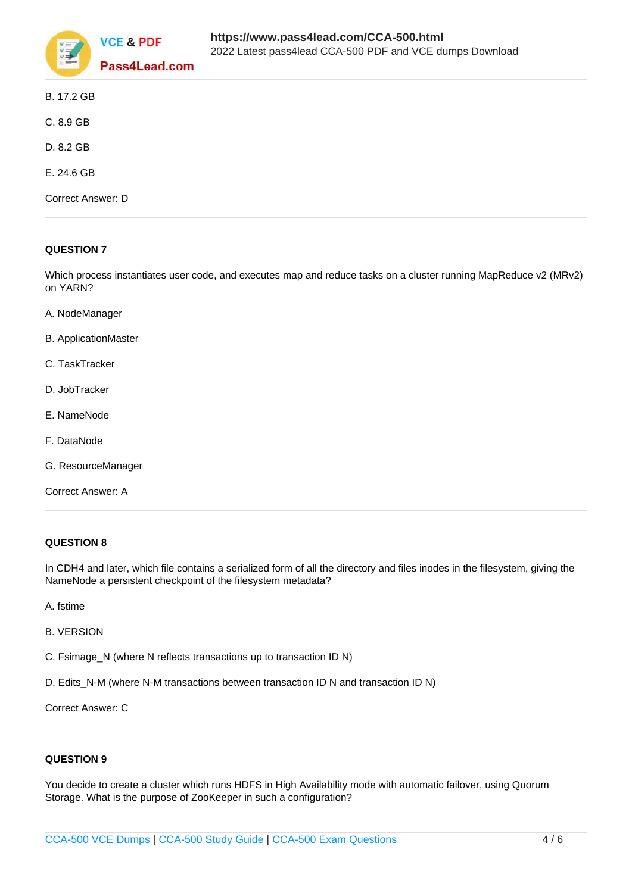B. 17.2 GB

C. 8.9 GB

D. 8.2 GB

E. 24.6 GB

Correct Answer: D

---

**QUESTION 7**

Which process instantiates user code, and executes map and reduce tasks on a cluster running MapReduce v2 (MRv2) on YARN?

A. NodeManager

B. ApplicationMaster

C. TaskTracker

D. JobTracker

E. NameNode

F. DataNode

G. ResourceManager

Correct Answer: A

---

**QUESTION 8**

In CDH4 and later, which file contains a serialized form of all the directory and files inodes in the filesystem, giving the NameNode a persistent checkpoint of the filesystem metadata?

A. fstime

B. VERSION

C. Fsimage_N (where N reflects transactions up to transaction ID N)

D. Edits_N-M (where N-M transactions between transaction ID N and transaction ID N)

Correct Answer: C

---

**QUESTION 9**

You decide to create a cluster which runs HDFS in High Availability mode with automatic failover, using Quorum Storage. What is the purpose of ZooKeeper in such a configuration?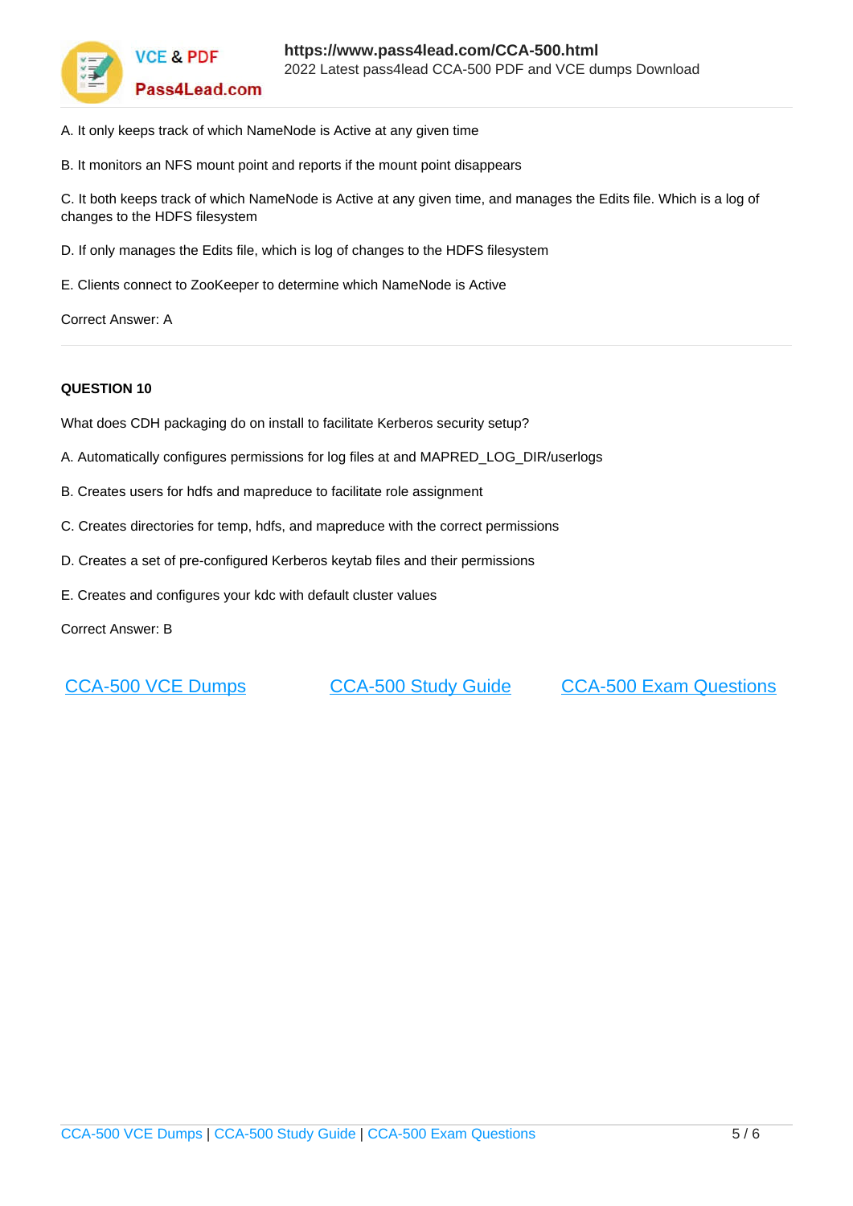A. It only keeps track of which NameNode is Active at any given time

B. It monitors an NFS mount point and reports if the mount point disappears

C. It both keeps track of which NameNode is Active at any given time, and manages the Edits file. Which is a log of changes to the HDFS filesystem

D. If only manages the Edits file, which is log of changes to the HDFS filesystem

E. Clients connect to ZooKeeper to determine which NameNode is Active

Correct Answer: A

---

**QUESTION 10**

What does CDH packaging do on install to facilitate Kerberos security setup?

A. Automatically configures permissions for log files at and MAPRED_LOG_DIR/userlogs

B. Creates users for hdfs and mapreduce to facilitate role assignment

C. Creates directories for temp, hdfs, and mapreduce with the correct permissions

D. Creates a set of pre-configured Kerberos keytab files and their permissions

E. Creates and configures your kdc with default cluster values

Correct Answer: B

CCA-500 VCE Dumps    CCA-500 Study Guide    CCA-500 Exam Questions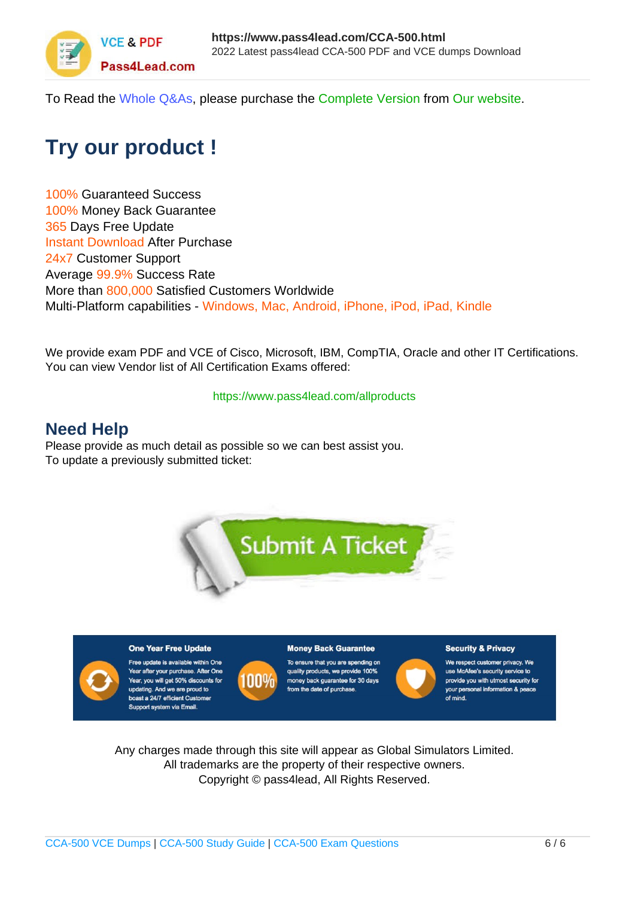To Read the Whole Q&As, please purchase the Complete Version from Our website.

# Try our product !

100% Guaranteed Success
100% Money Back Guarantee
365 Days Free Update
Instant Download After Purchase
24x7 Customer Support
Average 99.9% Success Rate
More than 800,000 Satisfied Customers Worldwide
Multi-Platform capabilities - Windows, Mac, Android, iPhone, iPod, iPad, Kindle

We provide exam PDF and VCE of Cisco, Microsoft, IBM, CompTIA, Oracle and other IT Certifications. You can view Vendor list of All Certification Exams offered:

https://www.pass4lead.com/allproducts

## Need Help

Please provide as much detail as possible so we can best assist you.
To update a previously submitted ticket:

Submit A Ticket

**One Year Free Update**
Free update is available within One Year after your purchase. After One Year, you will get 50% discounts for updating. And we are proud to boast a 24/7 efficient Customer Support system via Email.

**Money Back Guarantee**
To ensure that you are spending on quality products, we provide 100% money back guarantee for 30 days from the date of purchase.

**Security & Privacy**
We respect customer privacy. We use McAfee's security service to provide you with utmost security for your personal information & peace of mind.

Any charges made through this site will appear as Global Simulators Limited.
All trademarks are the property of their respective owners.
Copyright © pass4lead, All Rights Reserved.